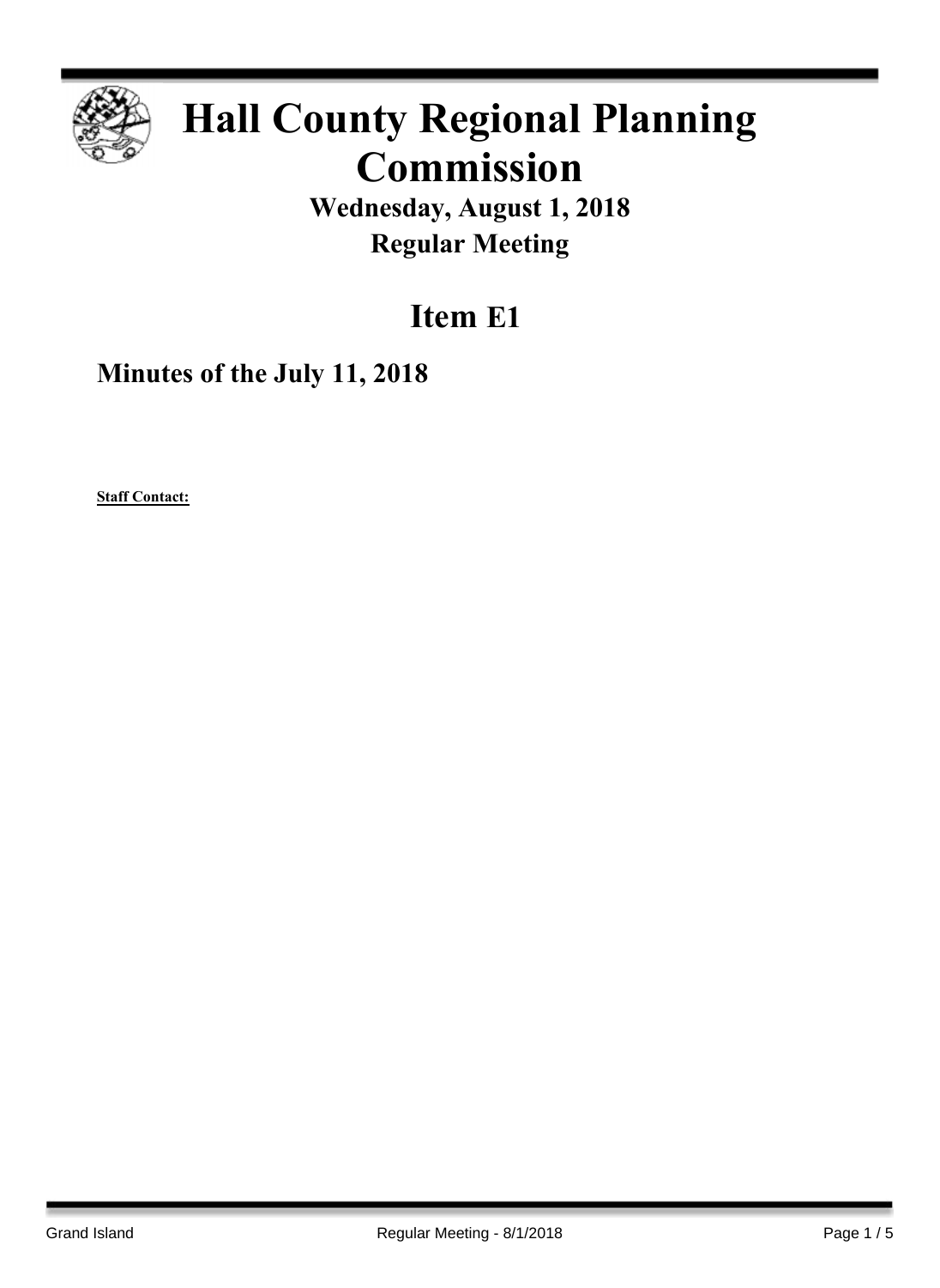# Hall County Regional Planning Commission

## Wednesday, August 1, 2018
## Regular Meeting

# Item E1

## Minutes of the July 11, 2018

**Staff Contact:**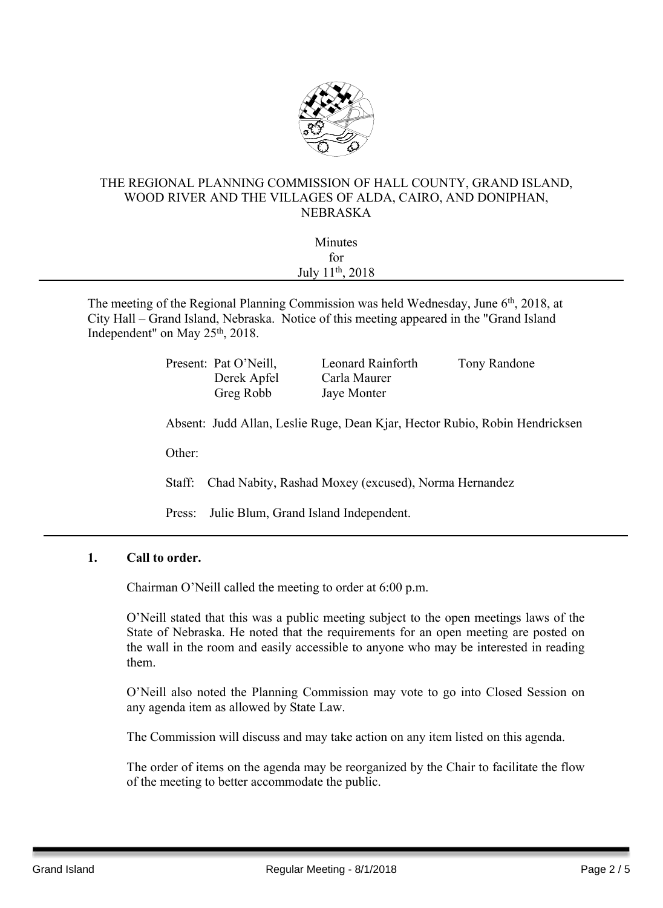THE REGIONAL PLANNING COMMISSION OF HALL COUNTY, GRAND ISLAND, WOOD RIVER AND THE VILLAGES OF ALDA, CAIRO, AND DONIPHAN, NEBRASKA

Minutes
for
July 11th, 2018

---

The meeting of the Regional Planning Commission was held Wednesday, June 6th, 2018, at City Hall – Grand Island, Nebraska. Notice of this meeting appeared in the "Grand Island Independent" on May 25th, 2018.

Present: Pat O'Neill, Derek Apfel, Greg Robb, Leonard Rainforth, Carla Maurer, Jaye Monter, Tony Randone

Absent: Judd Allan, Leslie Ruge, Dean Kjar, Hector Rubio, Robin Hendricksen

Other:

Staff: Chad Nabity, Rashad Moxey (excused), Norma Hernandez

Press: Julie Blum, Grand Island Independent.

---

**1. Call to order.**

Chairman O'Neill called the meeting to order at 6:00 p.m.

O'Neill stated that this was a public meeting subject to the open meetings laws of the State of Nebraska. He noted that the requirements for an open meeting are posted on the wall in the room and easily accessible to anyone who may be interested in reading them.

O'Neill also noted the Planning Commission may vote to go into Closed Session on any agenda item as allowed by State Law.

The Commission will discuss and may take action on any item listed on this agenda.

The order of items on the agenda may be reorganized by the Chair to facilitate the flow of the meeting to better accommodate the public.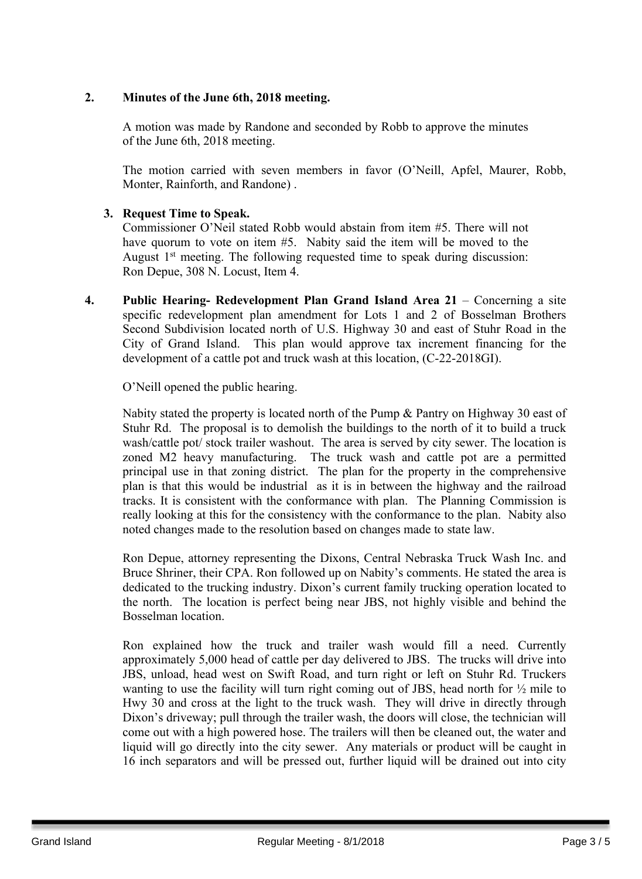**2. Minutes of the June 6th, 2018 meeting.**

A motion was made by Randone and seconded by Robb to approve the minutes of the June 6th, 2018 meeting.

The motion carried with seven members in favor (O'Neill, Apfel, Maurer, Robb, Monter, Rainforth, and Randone) .

**3. Request Time to Speak.**

Commissioner O'Neil stated Robb would abstain from item #5. There will not have quorum to vote on item #5. Nabity said the item will be moved to the August 1st meeting. The following requested time to speak during discussion: Ron Depue, 308 N. Locust, Item 4.

**4. Public Hearing- Redevelopment Plan Grand Island Area 21** – Concerning a site specific redevelopment plan amendment for Lots 1 and 2 of Bosselman Brothers Second Subdivision located north of U.S. Highway 30 and east of Stuhr Road in the City of Grand Island. This plan would approve tax increment financing for the development of a cattle pot and truck wash at this location, (C-22-2018GI).

O'Neill opened the public hearing.

Nabity stated the property is located north of the Pump & Pantry on Highway 30 east of Stuhr Rd. The proposal is to demolish the buildings to the north of it to build a truck wash/cattle pot/ stock trailer washout. The area is served by city sewer. The location is zoned M2 heavy manufacturing. The truck wash and cattle pot are a permitted principal use in that zoning district. The plan for the property in the comprehensive plan is that this would be industrial as it is in between the highway and the railroad tracks. It is consistent with the conformance with plan. The Planning Commission is really looking at this for the consistency with the conformance to the plan. Nabity also noted changes made to the resolution based on changes made to state law.

Ron Depue, attorney representing the Dixons, Central Nebraska Truck Wash Inc. and Bruce Shriner, their CPA. Ron followed up on Nabity's comments. He stated the area is dedicated to the trucking industry. Dixon's current family trucking operation located to the north. The location is perfect being near JBS, not highly visible and behind the Bosselman location.

Ron explained how the truck and trailer wash would fill a need. Currently approximately 5,000 head of cattle per day delivered to JBS. The trucks will drive into JBS, unload, head west on Swift Road, and turn right or left on Stuhr Rd. Truckers wanting to use the facility will turn right coming out of JBS, head north for ½ mile to Hwy 30 and cross at the light to the truck wash. They will drive in directly through Dixon's driveway; pull through the trailer wash, the doors will close, the technician will come out with a high powered hose. The trailers will then be cleaned out, the water and liquid will go directly into the city sewer. Any materials or product will be caught in 16 inch separators and will be pressed out, further liquid will be drained out into city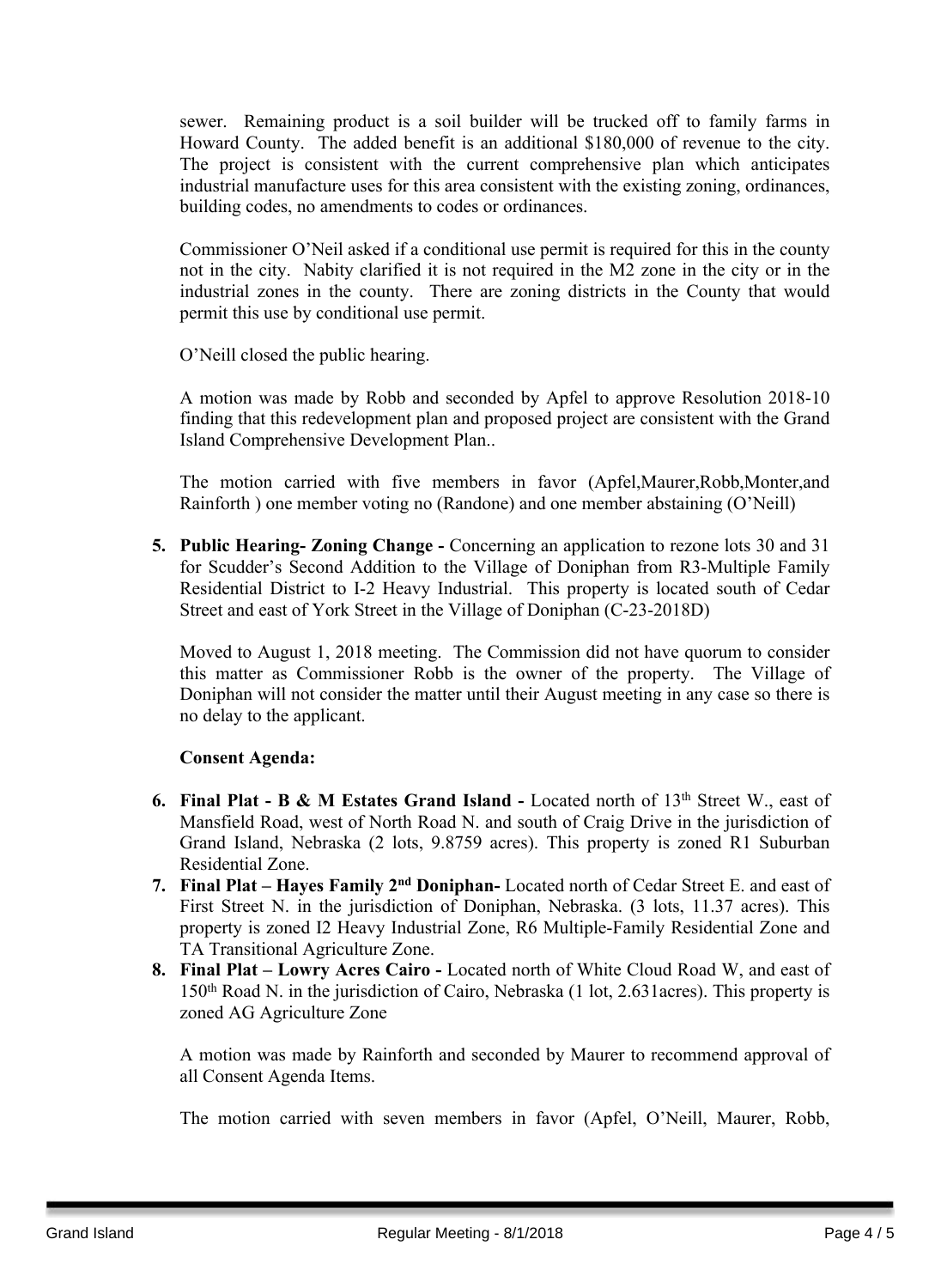sewer. Remaining product is a soil builder will be trucked off to family farms in Howard County. The added benefit is an additional $180,000 of revenue to the city. The project is consistent with the current comprehensive plan which anticipates industrial manufacture uses for this area consistent with the existing zoning, ordinances, building codes, no amendments to codes or ordinances.

Commissioner O'Neil asked if a conditional use permit is required for this in the county not in the city. Nabity clarified it is not required in the M2 zone in the city or in the industrial zones in the county. There are zoning districts in the County that would permit this use by conditional use permit.

O'Neill closed the public hearing.

A motion was made by Robb and seconded by Apfel to approve Resolution 2018-10 finding that this redevelopment plan and proposed project are consistent with the Grand Island Comprehensive Development Plan..

The motion carried with five members in favor (Apfel,Maurer,Robb,Monter,and Rainforth ) one member voting no (Randone) and one member abstaining (O'Neill)

5. **Public Hearing- Zoning Change -** Concerning an application to rezone lots 30 and 31 for Scudder's Second Addition to the Village of Doniphan from R3-Multiple Family Residential District to I-2 Heavy Industrial. This property is located south of Cedar Street and east of York Street in the Village of Doniphan (C-23-2018D)

   Moved to August 1, 2018 meeting. The Commission did not have quorum to consider this matter as Commissioner Robb is the owner of the property. The Village of Doniphan will not consider the matter until their August meeting in any case so there is no delay to the applicant.

   **Consent Agenda:**

6. **Final Plat - B & M Estates Grand Island -** Located north of 13th Street W., east of Mansfield Road, west of North Road N. and south of Craig Drive in the jurisdiction of Grand Island, Nebraska (2 lots, 9.8759 acres). This property is zoned R1 Suburban Residential Zone.
7. **Final Plat – Hayes Family 2nd Doniphan-** Located north of Cedar Street E. and east of First Street N. in the jurisdiction of Doniphan, Nebraska. (3 lots, 11.37 acres). This property is zoned I2 Heavy Industrial Zone, R6 Multiple-Family Residential Zone and TA Transitional Agriculture Zone.
8. **Final Plat – Lowry Acres Cairo -** Located north of White Cloud Road W, and east of 150th Road N. in the jurisdiction of Cairo, Nebraska (1 lot, 2.631acres). This property is zoned AG Agriculture Zone

   A motion was made by Rainforth and seconded by Maurer to recommend approval of all Consent Agenda Items.

   The motion carried with seven members in favor (Apfel, O'Neill, Maurer, Robb,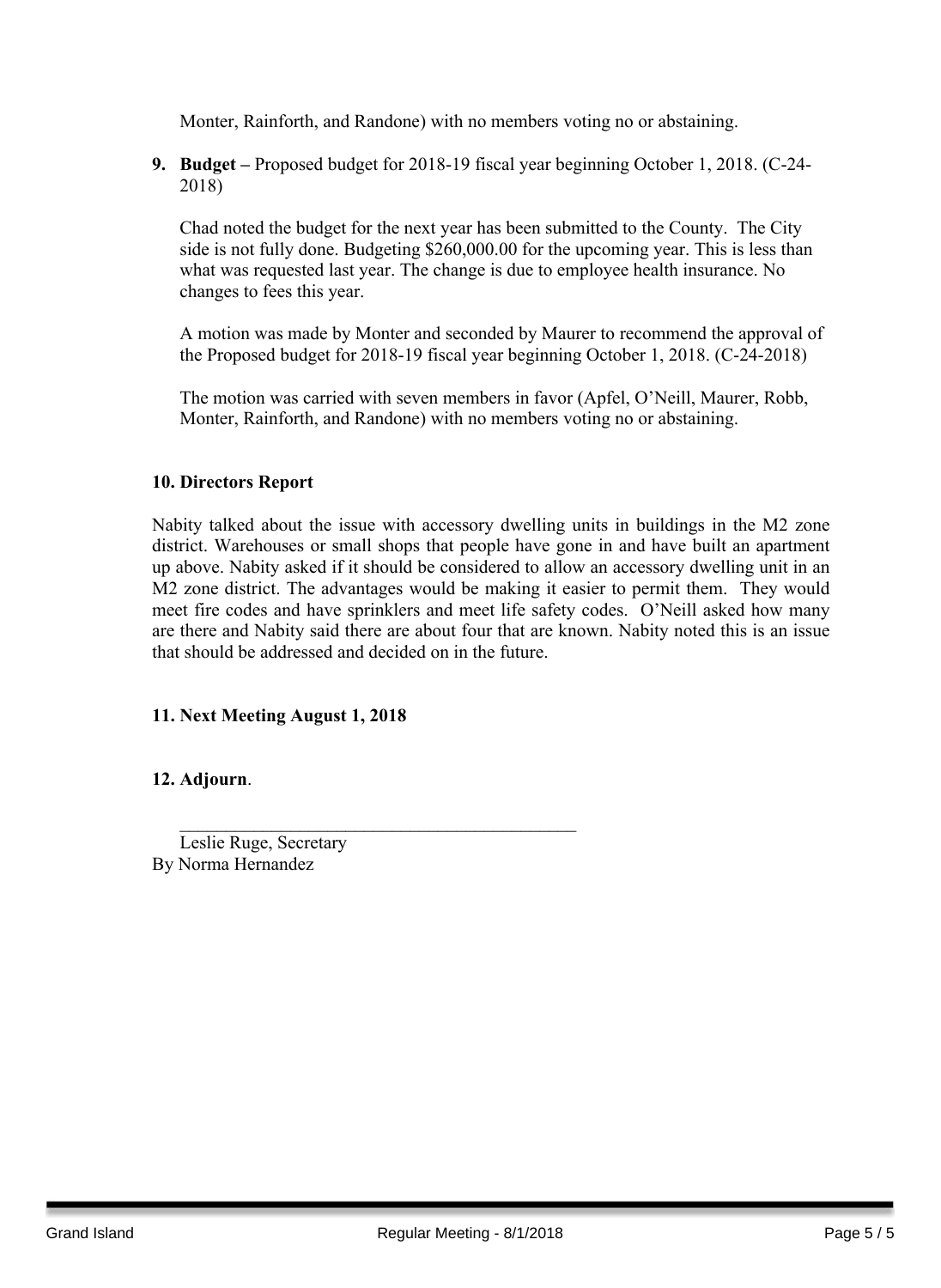Monter, Rainforth, and Randone) with no members voting no or abstaining.

9. **Budget –** Proposed budget for 2018-19 fiscal year beginning October 1, 2018. (C-24-2018)

   Chad noted the budget for the next year has been submitted to the County. The City side is not fully done. Budgeting $260,000.00 for the upcoming year. This is less than what was requested last year. The change is due to employee health insurance. No changes to fees this year.

   A motion was made by Monter and seconded by Maurer to recommend the approval of the Proposed budget for 2018-19 fiscal year beginning October 1, 2018. (C-24-2018)

   The motion was carried with seven members in favor (Apfel, O'Neill, Maurer, Robb, Monter, Rainforth, and Randone) with no members voting no or abstaining.

**10. Directors Report**

Nabity talked about the issue with accessory dwelling units in buildings in the M2 zone district. Warehouses or small shops that people have gone in and have built an apartment up above. Nabity asked if it should be considered to allow an accessory dwelling unit in an M2 zone district. The advantages would be making it easier to permit them. They would meet fire codes and have sprinklers and meet life safety codes. O'Neill asked how many are there and Nabity said there are about four that are known. Nabity noted this is an issue that should be addressed and decided on in the future.

**11. Next Meeting August 1, 2018**

**12. Adjourn**.

\_\_\_\_\_\_\_\_\_\_\_\_\_\_\_\_\_\_\_\_\_\_\_\_\_\_\_\_\_\_\_\_\_\_\_\_\_\_\_\_\_\_\_\_\_

Leslie Ruge, Secretary
By Norma Hernandez